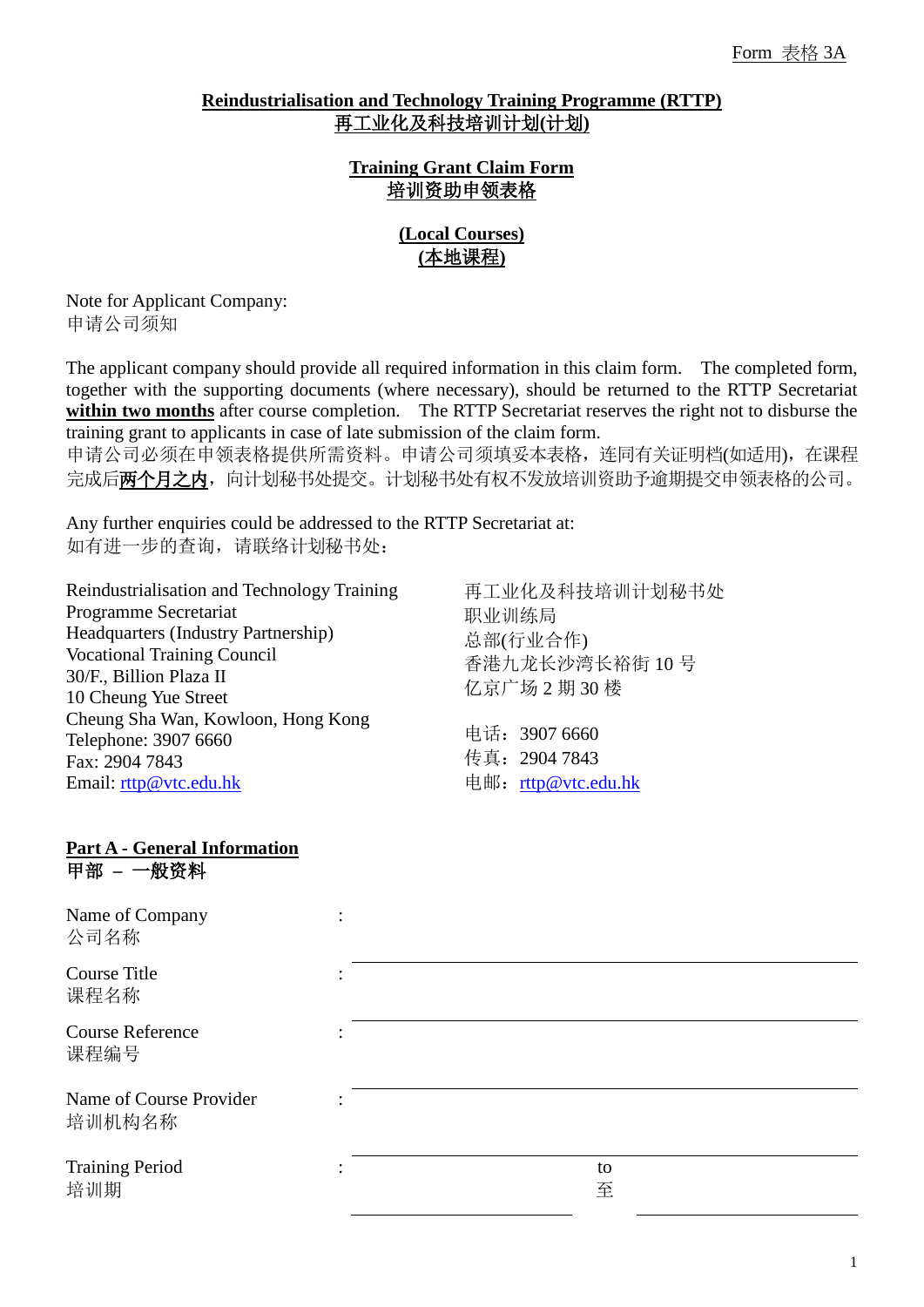Form 表格 3A

# Reindustrialisation and Technology Training Programme (RTTP)
# 再工业化及科技培训计划(计划)

## Training Grant Claim Form
## 培训资助申领表格

## (Local Courses)
## (本地课程)

Note for Applicant Company:
申请公司须知

The applicant company should provide all required information in this claim form. The completed form, together with the supporting documents (where necessary), should be returned to the RTTP Secretariat **within two months** after course completion. The RTTP Secretariat reserves the right not to disburse the training grant to applicants in case of late submission of the claim form.
申请公司必须在申领表格提供所需资料。申请公司须填妥本表格，连同有关证明档(如适用)，在课程完成后**两个月之内**，向计划秘书处提交。计划秘书处有权不发放培训资助予逾期提交申领表格的公司。

Any further enquiries could be addressed to the RTTP Secretariat at:
如有进一步的查询，请联络计划秘书处：

Reindustrialisation and Technology Training Programme Secretariat
Headquarters (Industry Partnership)
Vocational Training Council
30/F., Billion Plaza II
10 Cheung Yue Street
Cheung Sha Wan, Kowloon, Hong Kong
Telephone: 3907 6660
Fax: 2904 7843
Email: rttp@vtc.edu.hk

再工业化及科技培训计划秘书处
职业训练局
总部(行业合作)
香港九龙长沙湾长裕街 10 号
亿京广场 2 期 30 楼

电话：3907 6660
传真：2904 7843
电邮：rttp@vtc.edu.hk

## Part A - General Information
## 甲部 – 一般资料

Name of Company 公司名称 : ______________________________

Course Title 课程名称 : ______________________________

Course Reference 课程编号 : ______________________________

Name of Course Provider 培训机构名称 : ______________________________

Training Period 培训期 : ______________ to 至 ______________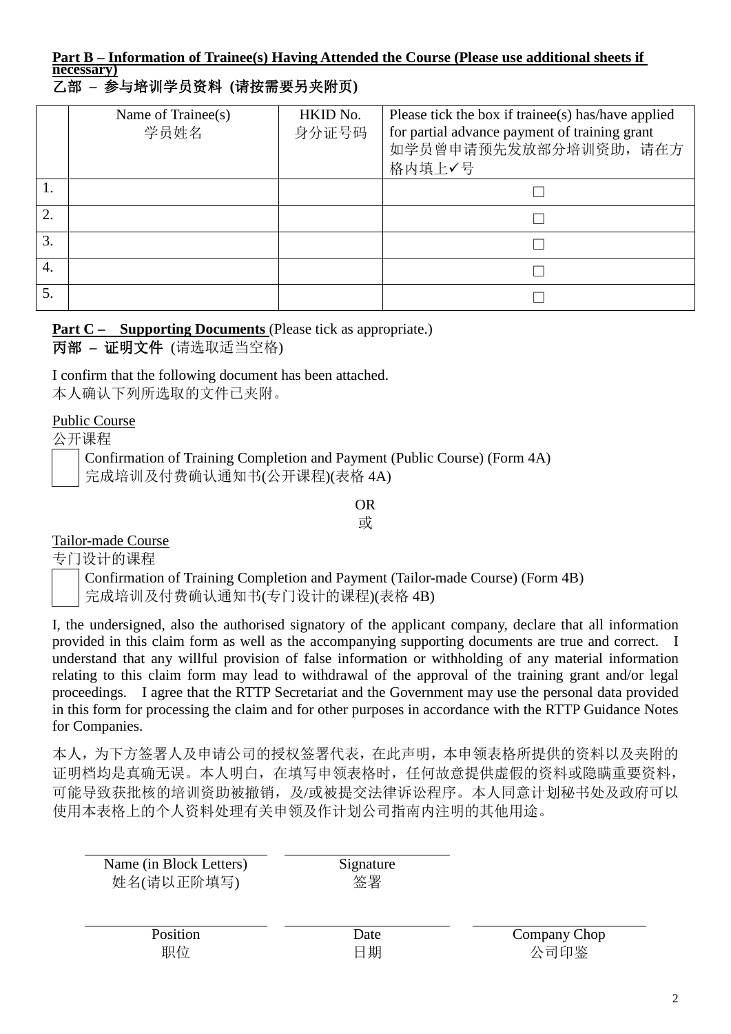**Part B – Information of Trainee(s) Having Attended the Course (Please use additional sheets if necessary)**
**乙部 – 参与培训学员资料 (请按需要另夹附页)**

| | Name of Trainee(s) 学员姓名 | HKID No. 身分证号码 | Please tick the box if trainee(s) has/have applied for partial advance payment of training grant 如学员曾申请预先发放部分培训资助，请在方格内填上✓号 |
|---|---|---|---|
| 1. | | | ☐ |
| 2. | | | ☐ |
| 3. | | | ☐ |
| 4. | | | ☐ |
| 5. | | | ☐ |

**Part C – Supporting Documents** (Please tick as appropriate.)
**丙部 – 证明文件** (请选取适当空格)

I confirm that the following document has been attached.
本人确认下列所选取的文件已夹附。

Public Course
公开课程

☐ Confirmation of Training Completion and Payment (Public Course) (Form 4A)
完成培训及付费确认通知书(公开课程)(表格 4A)

OR
或

Tailor-made Course
专门设计的课程

☐ Confirmation of Training Completion and Payment (Tailor-made Course) (Form 4B)
完成培训及付费确认通知书(专门设计的课程)(表格 4B)

I, the undersigned, also the authorised signatory of the applicant company, declare that all information provided in this claim form as well as the accompanying supporting documents are true and correct. I understand that any willful provision of false information or withholding of any material information relating to this claim form may lead to withdrawal of the approval of the training grant and/or legal proceedings. I agree that the RTTP Secretariat and the Government may use the personal data provided in this form for processing the claim and for other purposes in accordance with the RTTP Guidance Notes for Companies.

本人，为下方签署人及申请公司的授权签署代表，在此声明，本申领表格所提供的资料以及夹附的证明档均是真确无误。本人明白，在填写申领表格时，任何故意提供虚假的资料或隐瞒重要资料，可能导致获批核的培训资助被撤销，及/或被提交法律诉讼程序。本人同意计划秘书处及政府可以使用本表格上的个人资料处理有关申领及作计划公司指南内注明的其他用途。

\_\_\_\_\_\_\_\_\_\_\_\_\_\_\_\_\_\_\_\_
Name (in Block Letters)
姓名(请以正阶填写)

\_\_\_\_\_\_\_\_\_\_\_\_\_\_\_\_\_\_\_\_
Signature
签署

\_\_\_\_\_\_\_\_\_\_\_\_\_\_\_\_\_\_\_\_
Position
职位

\_\_\_\_\_\_\_\_\_\_\_\_\_\_\_\_\_\_\_\_
Date
日期

\_\_\_\_\_\_\_\_\_\_\_\_\_\_\_\_\_\_\_\_
Company Chop
公司印鉴